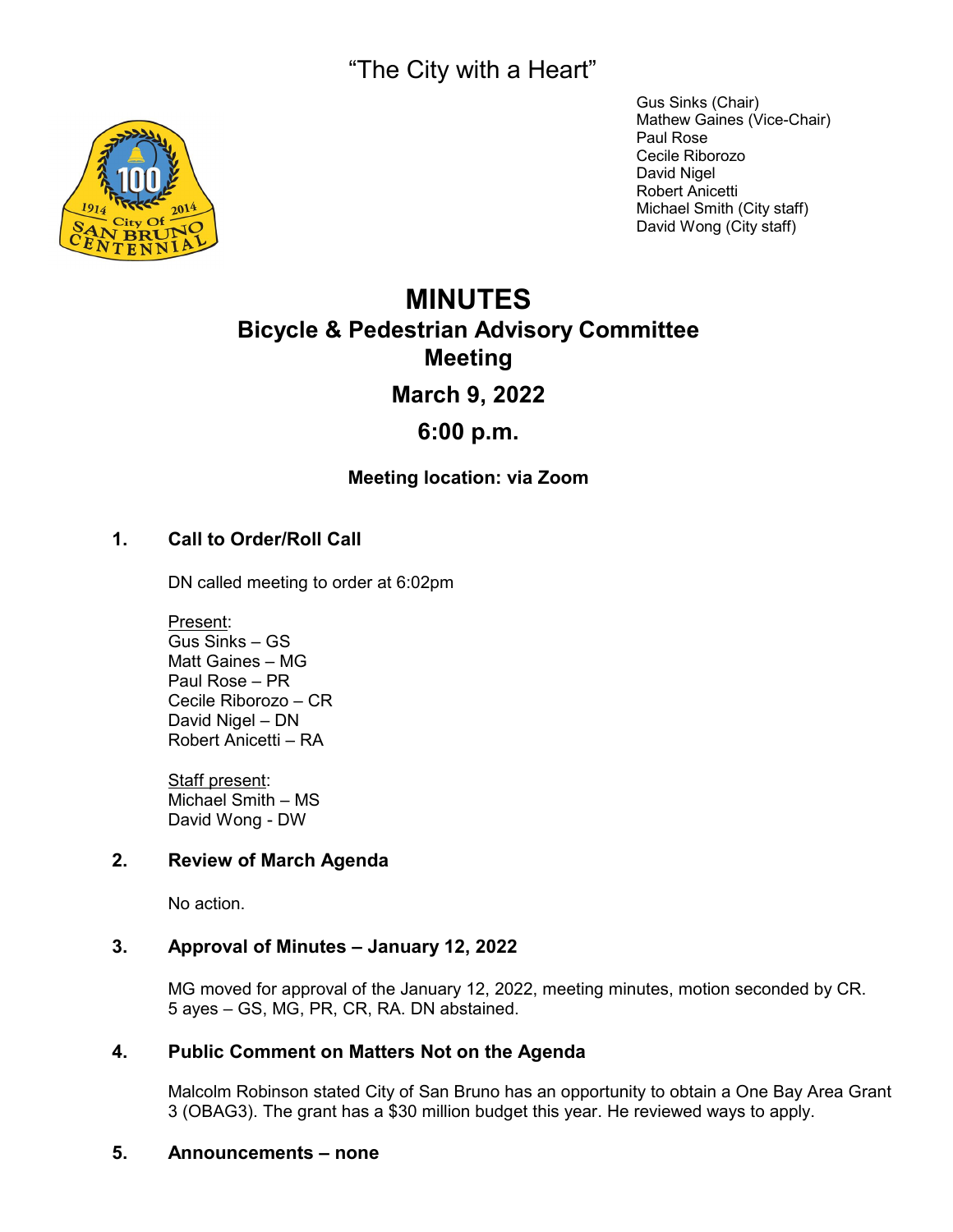"The City with a Heart"

Gus Sinks (Chair)
Mathew Gaines (Vice-Chair)
Paul Rose
Cecile Riborozo
David Nigel
Robert Anicetti
Michael Smith (City staff)
David Wong (City staff)

# MINUTES

## Bicycle & Pedestrian Advisory Committee Meeting

## March 9, 2022

## 6:00 p.m.

**Meeting location: via Zoom**

### 1. Call to Order/Roll Call

DN called meeting to order at 6:02pm

Present:
Gus Sinks – GS
Matt Gaines – MG
Paul Rose – PR
Cecile Riborozo – CR
David Nigel – DN
Robert Anicetti – RA

Staff present:
Michael Smith – MS
David Wong - DW

### 2. Review of March Agenda

No action.

### 3. Approval of Minutes – January 12, 2022

MG moved for approval of the January 12, 2022, meeting minutes, motion seconded by CR. 5 ayes – GS, MG, PR, CR, RA. DN abstained.

### 4. Public Comment on Matters Not on the Agenda

Malcolm Robinson stated City of San Bruno has an opportunity to obtain a One Bay Area Grant 3 (OBAG3). The grant has a $30 million budget this year. He reviewed ways to apply.

### 5. Announcements – none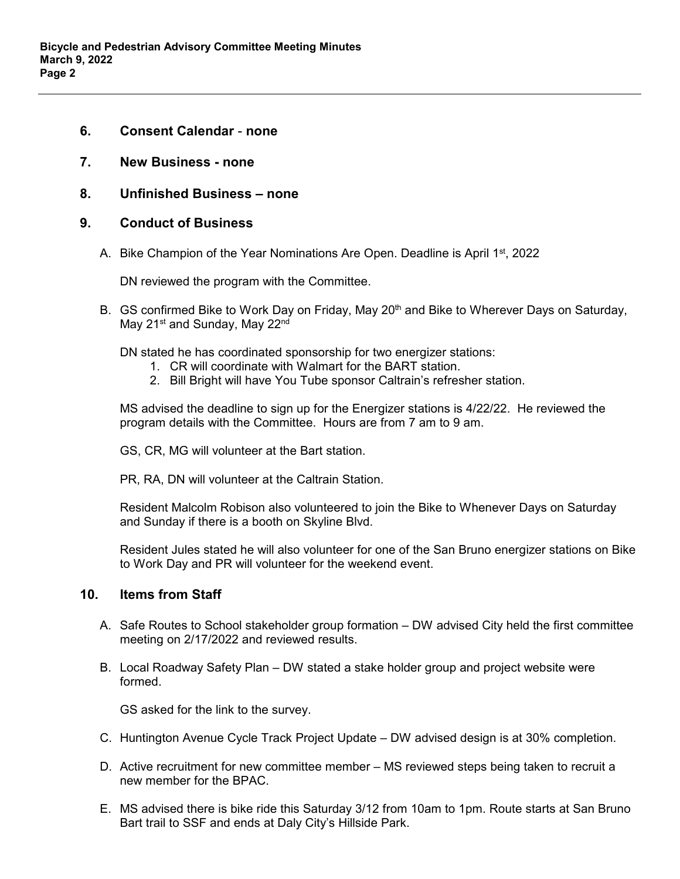## 6. Consent Calendar - none

## 7. New Business - none

## 8. Unfinished Business – none

## 9. Conduct of Business

A. Bike Champion of the Year Nominations Are Open. Deadline is April 1st, 2022

   DN reviewed the program with the Committee.

B. GS confirmed Bike to Work Day on Friday, May 20th and Bike to Wherever Days on Saturday, May 21st and Sunday, May 22nd

   DN stated he has coordinated sponsorship for two energizer stations:

   1. CR will coordinate with Walmart for the BART station.
   2. Bill Bright will have You Tube sponsor Caltrain's refresher station.

   MS advised the deadline to sign up for the Energizer stations is 4/22/22. He reviewed the program details with the Committee. Hours are from 7 am to 9 am.

   GS, CR, MG will volunteer at the Bart station.

   PR, RA, DN will volunteer at the Caltrain Station.

   Resident Malcolm Robison also volunteered to join the Bike to Whenever Days on Saturday and Sunday if there is a booth on Skyline Blvd.

   Resident Jules stated he will also volunteer for one of the San Bruno energizer stations on Bike to Work Day and PR will volunteer for the weekend event.

## 10. Items from Staff

A. Safe Routes to School stakeholder group formation – DW advised City held the first committee meeting on 2/17/2022 and reviewed results.

B. Local Roadway Safety Plan – DW stated a stake holder group and project website were formed.

   GS asked for the link to the survey.

C. Huntington Avenue Cycle Track Project Update – DW advised design is at 30% completion.

D. Active recruitment for new committee member – MS reviewed steps being taken to recruit a new member for the BPAC.

E. MS advised there is bike ride this Saturday 3/12 from 10am to 1pm. Route starts at San Bruno Bart trail to SSF and ends at Daly City's Hillside Park.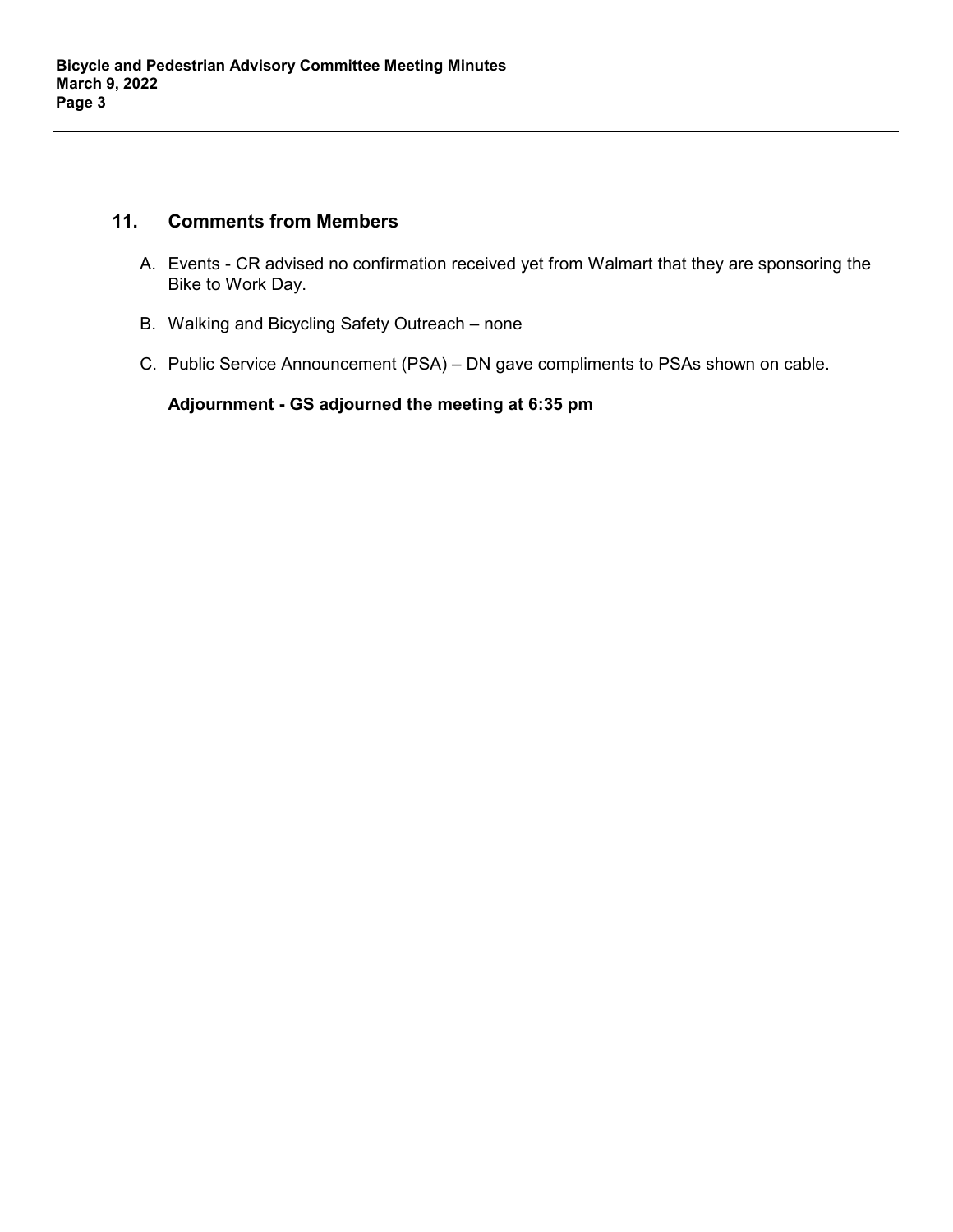## 11. Comments from Members

A. Events - CR advised no confirmation received yet from Walmart that they are sponsoring the Bike to Work Day.

B. Walking and Bicycling Safety Outreach – none

C. Public Service Announcement (PSA) – DN gave compliments to PSAs shown on cable.

**Adjournment - GS adjourned the meeting at 6:35 pm**